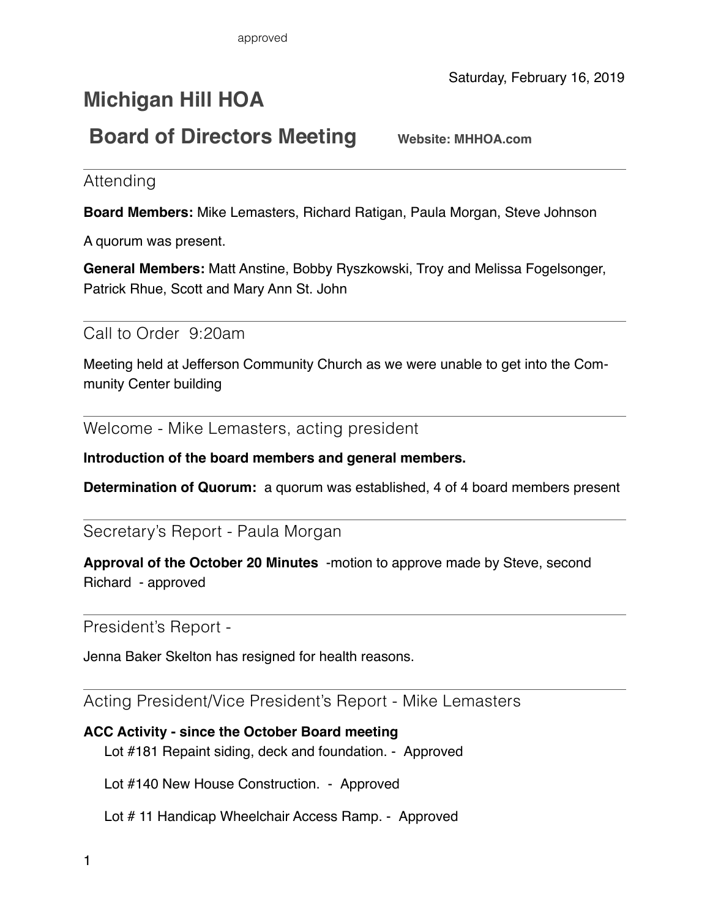approved

Saturday, February 16, 2019

# Michigan Hill HOA

## Board of Directors Meeting

**Website: MHHOA.com**

### Attending

**Board Members:** Mike Lemasters, Richard Ratigan, Paula Morgan, Steve Johnson

A quorum was present.

**General Members:** Matt Anstine, Bobby Ryszkowski, Troy and Melissa Fogelsonger, Patrick Rhue, Scott and Mary Ann St. John

### Call to Order 9:20am

Meeting held at Jefferson Community Church as we were unable to get into the Community Center building

### Welcome - Mike Lemasters, acting president

**Introduction of the board members and general members.**

**Determination of Quorum:** a quorum was established, 4 of 4 board members present

### Secretary's Report - Paula Morgan

**Approval of the October 20 Minutes** -motion to approve made by Steve, second Richard - approved

### President's Report -

Jenna Baker Skelton has resigned for health reasons.

### Acting President/Vice President's Report - Mike Lemasters

**ACC Activity - since the October Board meeting**

- Lot #181 Repaint siding, deck and foundation. - Approved
- Lot #140 New House Construction. - Approved
- Lot # 11 Handicap Wheelchair Access Ramp. - Approved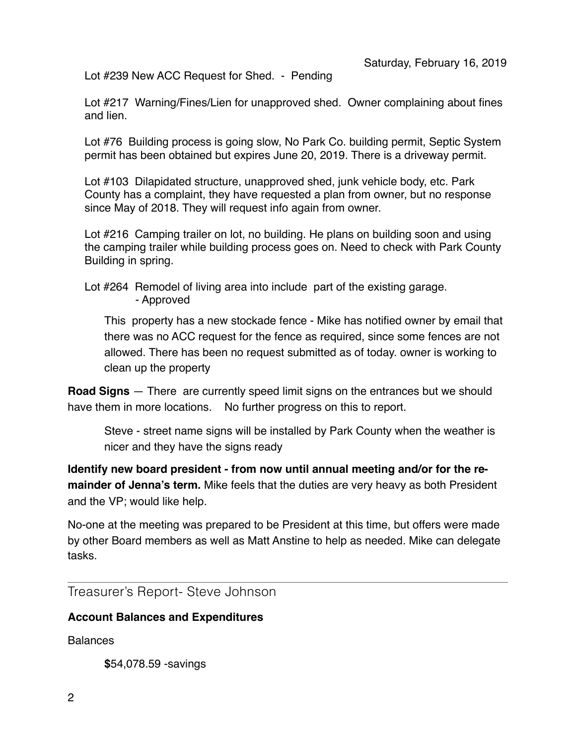Saturday, February 16, 2019

Lot #239 New ACC Request for Shed. - Pending

Lot #217 Warning/Fines/Lien for unapproved shed. Owner complaining about fines and lien.

Lot #76 Building process is going slow, No Park Co. building permit, Septic System permit has been obtained but expires June 20, 2019. There is a driveway permit.

Lot #103 Dilapidated structure, unapproved shed, junk vehicle body, etc. Park County has a complaint, they have requested a plan from owner, but no response since May of 2018. They will request info again from owner.

Lot #216 Camping trailer on lot, no building. He plans on building soon and using the camping trailer while building process goes on. Need to check with Park County Building in spring.

Lot #264 Remodel of living area into include part of the existing garage.
- Approved

This property has a new stockade fence - Mike has notified owner by email that there was no ACC request for the fence as required, since some fences are not allowed. There has been no request submitted as of today. owner is working to clean up the property

**Road Signs** — There are currently speed limit signs on the entrances but we should have them in more locations. No further progress on this to report.

Steve - street name signs will be installed by Park County when the weather is nicer and they have the signs ready

**Identify new board president - from now until annual meeting and/or for the remainder of Jenna's term.** Mike feels that the duties are very heavy as both President and the VP; would like help.

No-one at the meeting was prepared to be President at this time, but offers were made by other Board members as well as Matt Anstine to help as needed. Mike can delegate tasks.

---

## Treasurer's Report- Steve Johnson

**Account Balances and Expenditures**

Balances

$54,078.59 -savings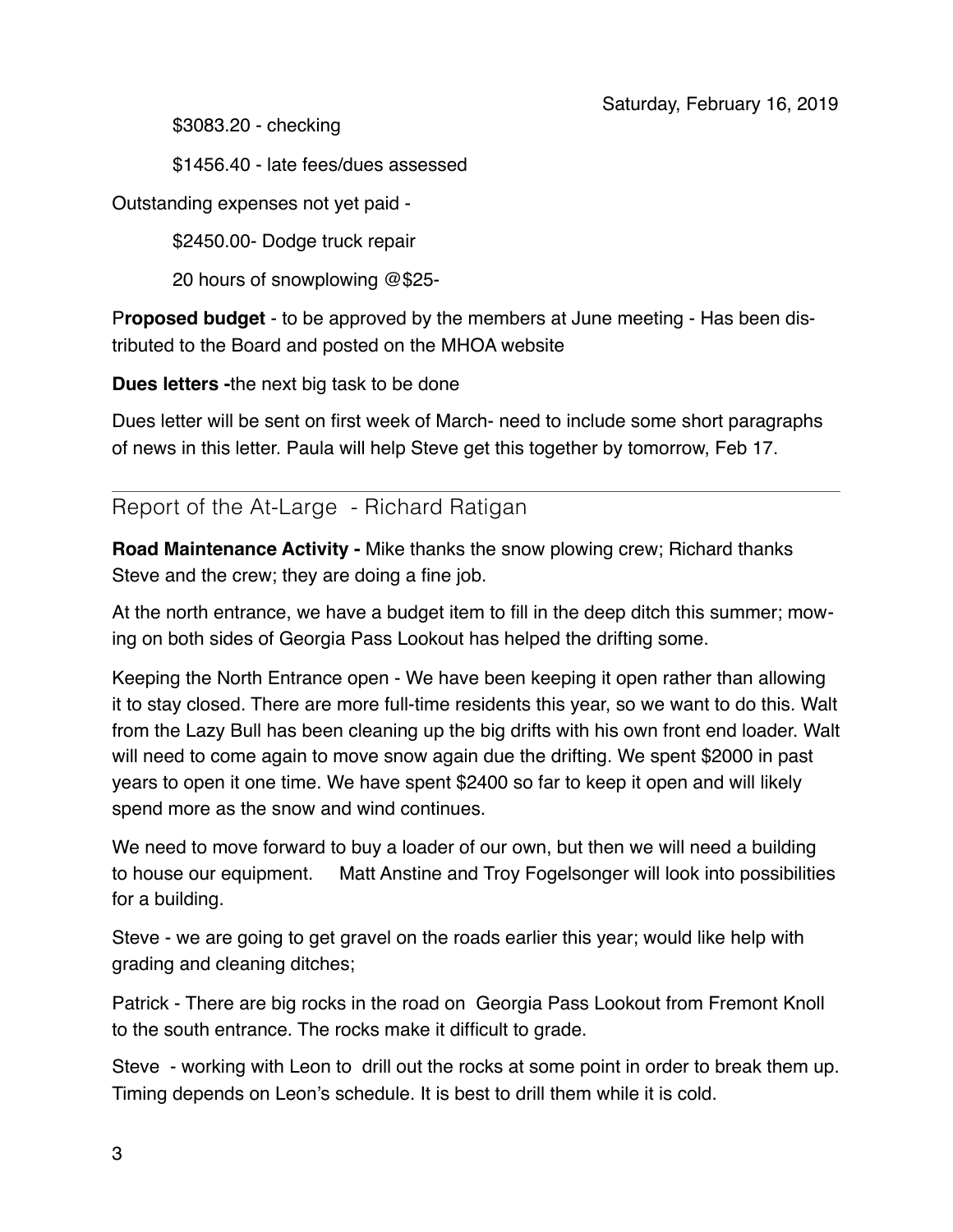Saturday, February 16, 2019

$3083.20 - checking

$1456.40 - late fees/dues assessed

Outstanding expenses not yet paid -

$2450.00- Dodge truck repair

20 hours of snowplowing @$25-

P**roposed budget** - to be approved by the members at June meeting - Has been distributed to the Board and posted on the MHOA website

**Dues letters -**the next big task to be done

Dues letter will be sent on first week of March- need to include some short paragraphs of news in this letter. Paula will help Steve get this together by tomorrow, Feb 17.

---

## Report of the At-Large - Richard Ratigan

**Road Maintenance Activity -** Mike thanks the snow plowing crew; Richard thanks Steve and the crew; they are doing a fine job.

At the north entrance, we have a budget item to fill in the deep ditch this summer; mowing on both sides of Georgia Pass Lookout has helped the drifting some.

Keeping the North Entrance open - We have been keeping it open rather than allowing it to stay closed. There are more full-time residents this year, so we want to do this. Walt from the Lazy Bull has been cleaning up the big drifts with his own front end loader. Walt will need to come again to move snow again due the drifting. We spent $2000 in past years to open it one time. We have spent $2400 so far to keep it open and will likely spend more as the snow and wind continues.

We need to move forward to buy a loader of our own, but then we will need a building to house our equipment. Matt Anstine and Troy Fogelsonger will look into possibilities for a building.

Steve - we are going to get gravel on the roads earlier this year; would like help with grading and cleaning ditches;

Patrick - There are big rocks in the road on Georgia Pass Lookout from Fremont Knoll to the south entrance. The rocks make it difficult to grade.

Steve - working with Leon to drill out the rocks at some point in order to break them up. Timing depends on Leon's schedule. It is best to drill them while it is cold.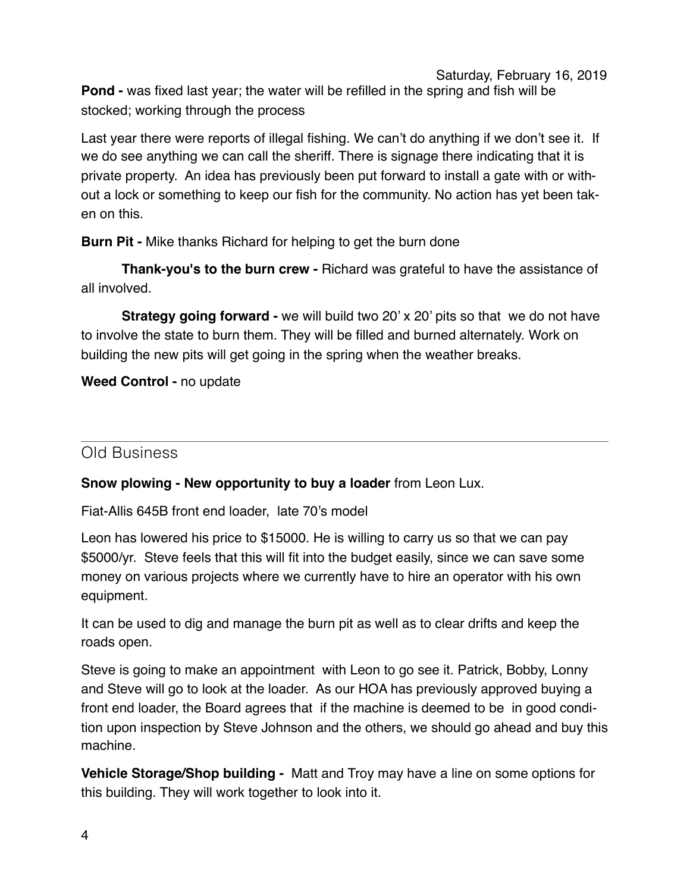Saturday, February 16, 2019

**Pond -** was fixed last year; the water will be refilled in the spring and fish will be stocked; working through the process

Last year there were reports of illegal fishing. We can't do anything if we don't see it. If we do see anything we can call the sheriff. There is signage there indicating that it is private property. An idea has previously been put forward to install a gate with or without a lock or something to keep our fish for the community. No action has yet been taken on this.

**Burn Pit -** Mike thanks Richard for helping to get the burn done

**Thank-you's to the burn crew -** Richard was grateful to have the assistance of all involved.

**Strategy going forward -** we will build two 20' x 20' pits so that we do not have to involve the state to burn them. They will be filled and burned alternately. Work on building the new pits will get going in the spring when the weather breaks.

**Weed Control -** no update

---

## Old Business

**Snow plowing - New opportunity to buy a loader** from Leon Lux.

Fiat-Allis 645B front end loader, late 70's model

Leon has lowered his price to $15000. He is willing to carry us so that we can pay $5000/yr. Steve feels that this will fit into the budget easily, since we can save some money on various projects where we currently have to hire an operator with his own equipment.

It can be used to dig and manage the burn pit as well as to clear drifts and keep the roads open.

Steve is going to make an appointment with Leon to go see it. Patrick, Bobby, Lonny and Steve will go to look at the loader. As our HOA has previously approved buying a front end loader, the Board agrees that if the machine is deemed to be in good condition upon inspection by Steve Johnson and the others, we should go ahead and buy this machine.

**Vehicle Storage/Shop building -** Matt and Troy may have a line on some options for this building. They will work together to look into it.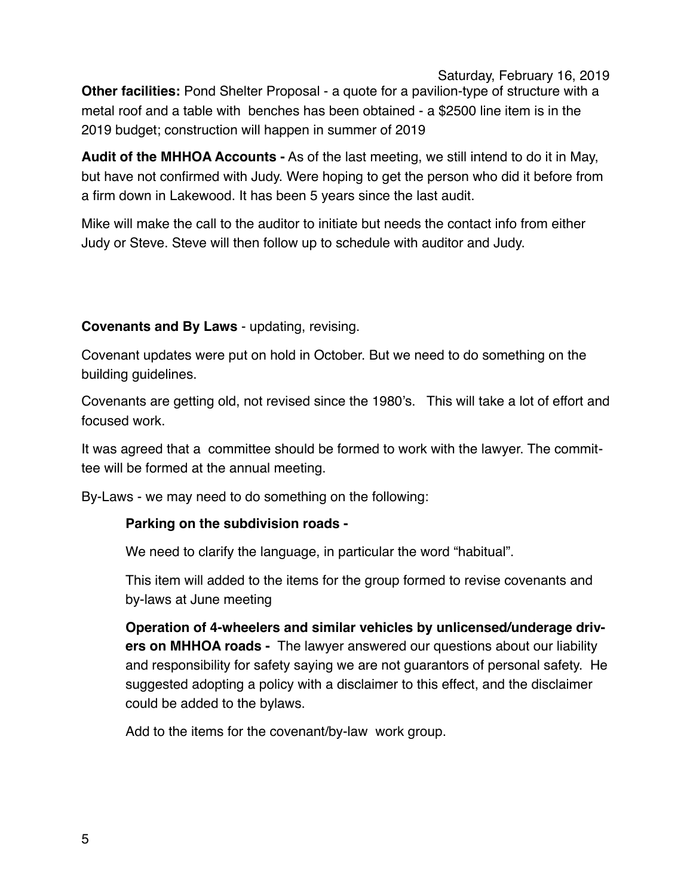Saturday, February 16, 2019

**Other facilities:** Pond Shelter Proposal - a quote for a pavilion-type of structure with a metal roof and a table with benches has been obtained - a $2500 line item is in the 2019 budget; construction will happen in summer of 2019

**Audit of the MHHOA Accounts -** As of the last meeting, we still intend to do it in May, but have not confirmed with Judy. Were hoping to get the person who did it before from a firm down in Lakewood. It has been 5 years since the last audit.

Mike will make the call to the auditor to initiate but needs the contact info from either Judy or Steve. Steve will then follow up to schedule with auditor and Judy.

**Covenants and By Laws** - updating, revising.

Covenant updates were put on hold in October. But we need to do something on the building guidelines.

Covenants are getting old, not revised since the 1980's. This will take a lot of effort and focused work.

It was agreed that a committee should be formed to work with the lawyer. The committee will be formed at the annual meeting.

By-Laws - we may need to do something on the following:

> **Parking on the subdivision roads -**
>
> We need to clarify the language, in particular the word "habitual".
>
> This item will added to the items for the group formed to revise covenants and by-laws at June meeting
>
> **Operation of 4-wheelers and similar vehicles by unlicensed/underage drivers on MHHOA roads -** The lawyer answered our questions about our liability and responsibility for safety saying we are not guarantors of personal safety. He suggested adopting a policy with a disclaimer to this effect, and the disclaimer could be added to the bylaws.
>
> Add to the items for the covenant/by-law work group.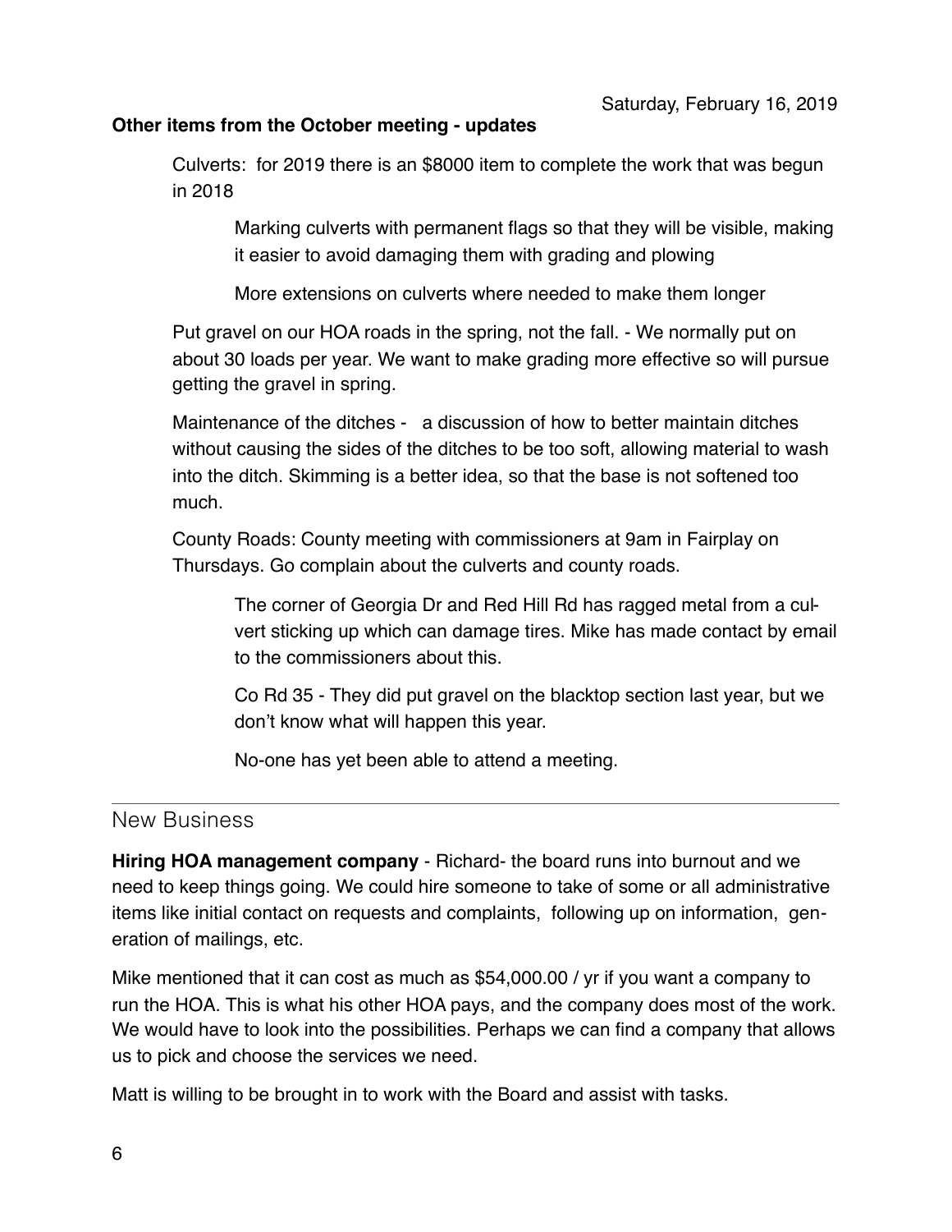Saturday, February 16, 2019

**Other items from the October meeting - updates**

Culverts: for 2019 there is an $8000 item to complete the work that was begun in 2018

> Marking culverts with permanent flags so that they will be visible, making it easier to avoid damaging them with grading and plowing
>
> More extensions on culverts where needed to make them longer

Put gravel on our HOA roads in the spring, not the fall. - We normally put on about 30 loads per year. We want to make grading more effective so will pursue getting the gravel in spring.

Maintenance of the ditches - a discussion of how to better maintain ditches without causing the sides of the ditches to be too soft, allowing material to wash into the ditch. Skimming is a better idea, so that the base is not softened too much.

County Roads: County meeting with commissioners at 9am in Fairplay on Thursdays. Go complain about the culverts and county roads.

> The corner of Georgia Dr and Red Hill Rd has ragged metal from a culvert sticking up which can damage tires. Mike has made contact by email to the commissioners about this.
>
> Co Rd 35 - They did put gravel on the blacktop section last year, but we don't know what will happen this year.
>
> No-one has yet been able to attend a meeting.

---

## New Business

**Hiring HOA management company** - Richard- the board runs into burnout and we need to keep things going. We could hire someone to take of some or all administrative items like initial contact on requests and complaints, following up on information, generation of mailings, etc.

Mike mentioned that it can cost as much as $54,000.00 / yr if you want a company to run the HOA. This is what his other HOA pays, and the company does most of the work. We would have to look into the possibilities. Perhaps we can find a company that allows us to pick and choose the services we need.

Matt is willing to be brought in to work with the Board and assist with tasks.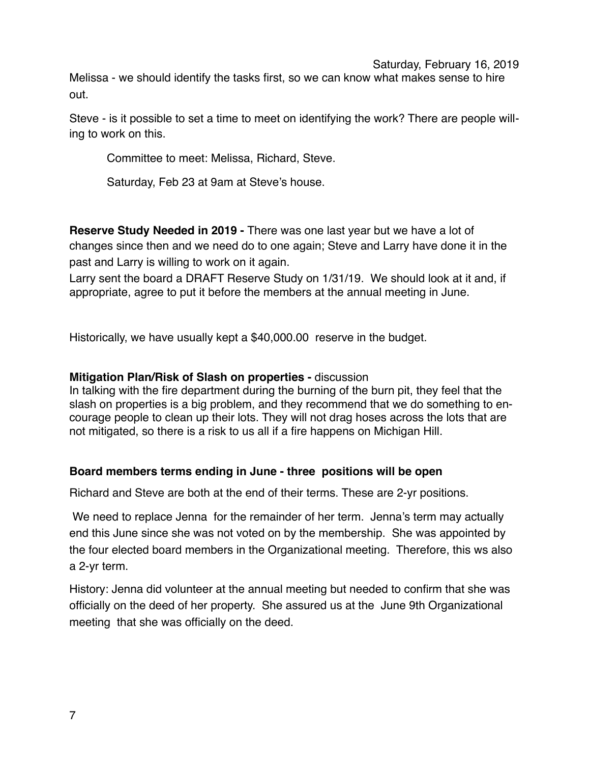Saturday, February 16, 2019

Melissa - we should identify the tasks first, so we can know what makes sense to hire out.

Steve - is it possible to set a time to meet on identifying the work? There are people willing to work on this.

Committee to meet: Melissa, Richard, Steve.

Saturday, Feb 23 at 9am at Steve's house.

**Reserve Study Needed in 2019 -** There was one last year but we have a lot of changes since then and we need do to one again; Steve and Larry have done it in the past and Larry is willing to work on it again.
Larry sent the board a DRAFT Reserve Study on 1/31/19. We should look at it and, if appropriate, agree to put it before the members at the annual meeting in June.

Historically, we have usually kept a $40,000.00 reserve in the budget.

**Mitigation Plan/Risk of Slash on properties -** discussion
In talking with the fire department during the burning of the burn pit, they feel that the slash on properties is a big problem, and they recommend that we do something to encourage people to clean up their lots. They will not drag hoses across the lots that are not mitigated, so there is a risk to us all if a fire happens on Michigan Hill.

**Board members terms ending in June - three positions will be open**

Richard and Steve are both at the end of their terms. These are 2-yr positions.

We need to replace Jenna for the remainder of her term. Jenna's term may actually end this June since she was not voted on by the membership. She was appointed by the four elected board members in the Organizational meeting. Therefore, this ws also a 2-yr term.

History: Jenna did volunteer at the annual meeting but needed to confirm that she was officially on the deed of her property. She assured us at the June 9th Organizational meeting that she was officially on the deed.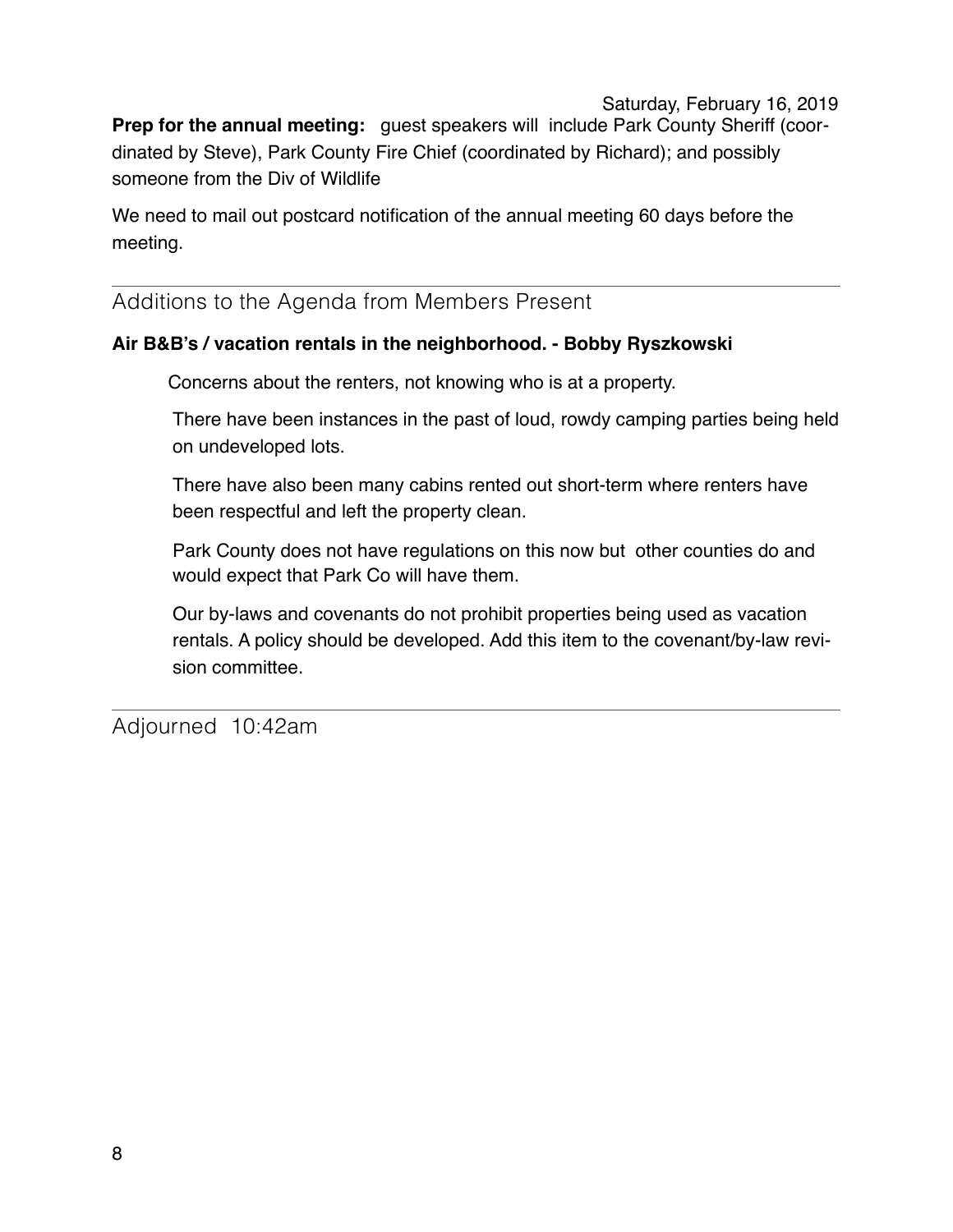**Prep for the annual meeting:** guest speakers will include Park County Sheriff (coordinated by Steve), Park County Fire Chief (coordinated by Richard); and possibly someone from the Div of Wildlife

We need to mail out postcard notification of the annual meeting 60 days before the meeting.

---

## Additions to the Agenda from Members Present

**Air B&B's / vacation rentals in the neighborhood. - Bobby Ryszkowski**

Concerns about the renters, not knowing who is at a property.

There have been instances in the past of loud, rowdy camping parties being held on undeveloped lots.

There have also been many cabins rented out short-term where renters have been respectful and left the property clean.

Park County does not have regulations on this now but other counties do and would expect that Park Co will have them.

Our by-laws and covenants do not prohibit properties being used as vacation rentals. A policy should be developed. Add this item to the covenant/by-law revision committee.

---

## Adjourned 10:42am